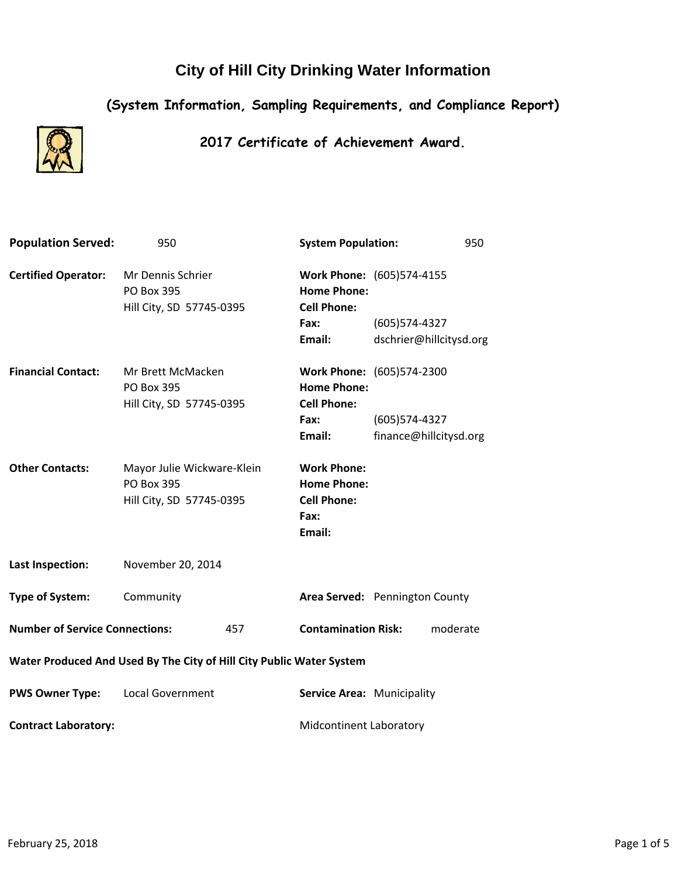# City of Hill City Drinking Water Information

## (System Information, Sampling Requirements, and Compliance Report)

### 2017 Certificate of Achievement Award.

**Population Served:** 950 | **System Population:** 950

**Certified Operator:** Mr Dennis Schrier
PO Box 395
Hill City, SD 57745-0395

**Work Phone:** (605)574-4155
**Home Phone:**
**Cell Phone:**
**Fax:** (605)574-4327
**Email:** dschrier@hillcitysd.org

**Financial Contact:** Mr Brett McMacken
PO Box 395
Hill City, SD 57745-0395

**Work Phone:** (605)574-2300
**Home Phone:**
**Cell Phone:**
**Fax:** (605)574-4327
**Email:** finance@hillcitysd.org

**Other Contacts:** Mayor Julie Wickware-Klein
PO Box 395
Hill City, SD 57745-0395

**Work Phone:**
**Home Phone:**
**Cell Phone:**
**Fax:**
**Email:**

**Last Inspection:** November 20, 2014

**Type of System:** Community | **Area Served:** Pennington County

**Number of Service Connections:** 457 | **Contamination Risk:** moderate

**Water Produced And Used By The City of Hill City Public Water System**

**PWS Owner Type:** Local Government | **Service Area:** Municipality

**Contract Laboratory:** Midcontinent Laboratory

February 25, 2018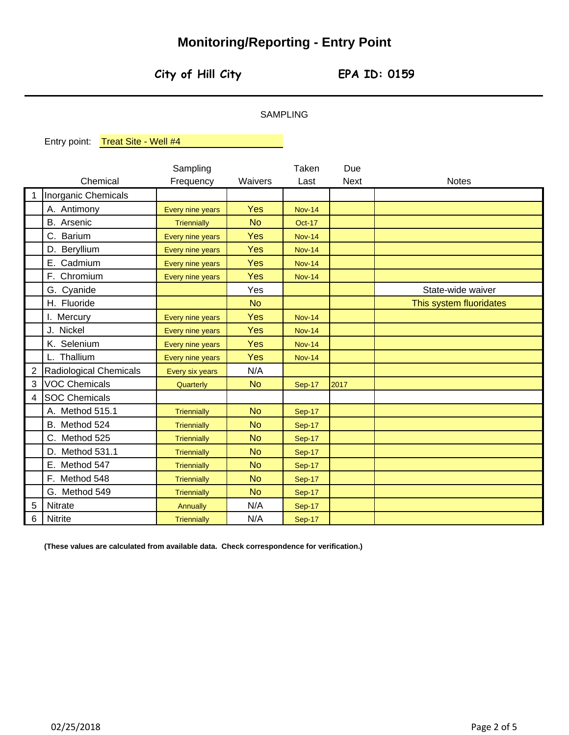# Monitoring/Reporting - Entry Point

**City of Hill City** **EPA ID: 0159**

SAMPLING

Entry point: Treat Site - Well #4

| | Chemical | Sampling Frequency | Waivers | Taken Last | Due Next | Notes |
|---|---|---|---|---|---|---|
| 1 | Inorganic Chemicals | | | | | |
| | A. Antimony | Every nine years | Yes | Nov-14 | | |
| | B. Arsenic | Triennially | No | Oct-17 | | |
| | C. Barium | Every nine years | Yes | Nov-14 | | |
| | D. Beryllium | Every nine years | Yes | Nov-14 | | |
| | E. Cadmium | Every nine years | Yes | Nov-14 | | |
| | F. Chromium | Every nine years | Yes | Nov-14 | | |
| | G. Cyanide | | Yes | | | State-wide waiver |
| | H. Fluoride | | No | | | This system fluoridates |
| | I. Mercury | Every nine years | Yes | Nov-14 | | |
| | J. Nickel | Every nine years | Yes | Nov-14 | | |
| | K. Selenium | Every nine years | Yes | Nov-14 | | |
| | L. Thallium | Every nine years | Yes | Nov-14 | | |
| 2 | Radiological Chemicals | Every six years | N/A | | | |
| 3 | VOC Chemicals | Quarterly | No | Sep-17 | 2017 | |
| 4 | SOC Chemicals | | | | | |
| | A. Method 515.1 | Triennially | No | Sep-17 | | |
| | B. Method 524 | Triennially | No | Sep-17 | | |
| | C. Method 525 | Triennially | No | Sep-17 | | |
| | D. Method 531.1 | Triennially | No | Sep-17 | | |
| | E. Method 547 | Triennially | No | Sep-17 | | |
| | F. Method 548 | Triennially | No | Sep-17 | | |
| | G. Method 549 | Triennially | No | Sep-17 | | |
| 5 | Nitrate | Annually | N/A | Sep-17 | | |
| 6 | Nitrite | Triennially | N/A | Sep-17 | | |

**(These values are calculated from available data. Check correspondence for verification.)**

02/25/2018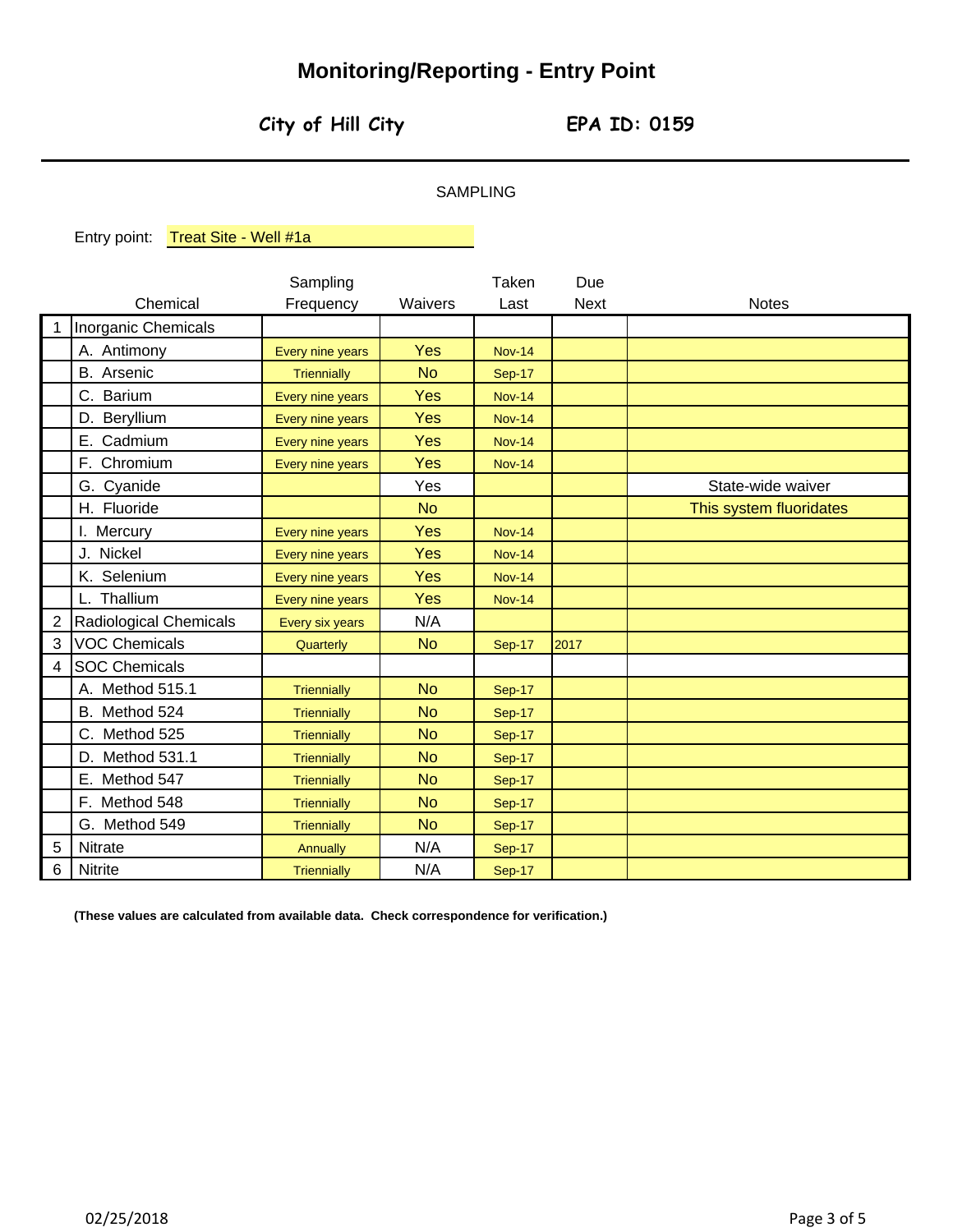# Monitoring/Reporting - Entry Point

**City of Hill City** **EPA ID: 0159**

SAMPLING

Entry point: Treat Site - Well #1a

| | Chemical | Sampling Frequency | Waivers | Taken Last | Due Next | Notes |
|---|---|---|---|---|---|---|
| 1 | Inorganic Chemicals | | | | | |
| | A. Antimony | Every nine years | Yes | Nov-14 | | |
| | B. Arsenic | Triennially | No | Sep-17 | | |
| | C. Barium | Every nine years | Yes | Nov-14 | | |
| | D. Beryllium | Every nine years | Yes | Nov-14 | | |
| | E. Cadmium | Every nine years | Yes | Nov-14 | | |
| | F. Chromium | Every nine years | Yes | Nov-14 | | |
| | G. Cyanide | | Yes | | | State-wide waiver |
| | H. Fluoride | | No | | | This system fluoridates |
| | I. Mercury | Every nine years | Yes | Nov-14 | | |
| | J. Nickel | Every nine years | Yes | Nov-14 | | |
| | K. Selenium | Every nine years | Yes | Nov-14 | | |
| | L. Thallium | Every nine years | Yes | Nov-14 | | |
| 2 | Radiological Chemicals | Every six years | N/A | | | |
| 3 | VOC Chemicals | Quarterly | No | Sep-17 | 2017 | |
| 4 | SOC Chemicals | | | | | |
| | A. Method 515.1 | Triennially | No | Sep-17 | | |
| | B. Method 524 | Triennially | No | Sep-17 | | |
| | C. Method 525 | Triennially | No | Sep-17 | | |
| | D. Method 531.1 | Triennially | No | Sep-17 | | |
| | E. Method 547 | Triennially | No | Sep-17 | | |
| | F. Method 548 | Triennially | No | Sep-17 | | |
| | G. Method 549 | Triennially | No | Sep-17 | | |
| 5 | Nitrate | Annually | N/A | Sep-17 | | |
| 6 | Nitrite | Triennially | N/A | Sep-17 | | |

**(These values are calculated from available data. Check correspondence for verification.)**

02/25/2018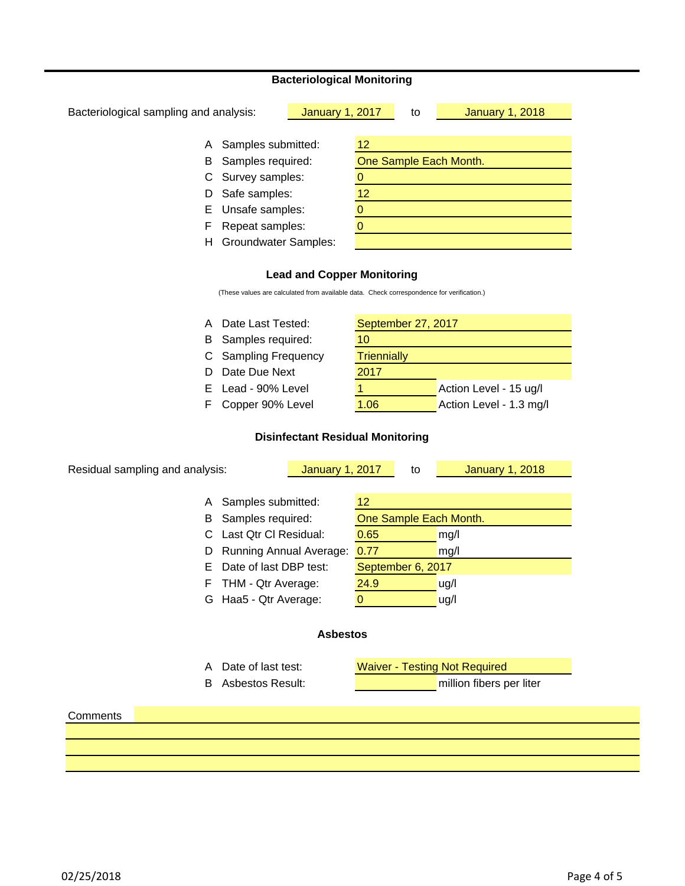## Bacteriological Monitoring

Bacteriological sampling and analysis: January 1, 2017 to January 1, 2018

| | | |
|---|---|---|
| A | Samples submitted: | 12 |
| B | Samples required: | One Sample Each Month. |
| C | Survey samples: | 0 |
| D | Safe samples: | 12 |
| E | Unsafe samples: | 0 |
| F | Repeat samples: | 0 |
| H | Groundwater Samples: | |

## Lead and Copper Monitoring

(These values are calculated from available data. Check correspondence for verification.)

| | | | |
|---|---|---|---|
| A | Date Last Tested: | September 27, 2017 | |
| B | Samples required: | 10 | |
| C | Sampling Frequency | Triennially | |
| D | Date Due Next | 2017 | |
| E | Lead - 90% Level | 1 | Action Level - 15 ug/l |
| F | Copper 90% Level | 1.06 | Action Level - 1.3 mg/l |

## Disinfectant Residual Monitoring

Residual sampling and analysis: January 1, 2017 to January 1, 2018

| | | | |
|---|---|---|---|
| A | Samples submitted: | 12 | |
| B | Samples required: | One Sample Each Month. | |
| C | Last Qtr Cl Residual: | 0.65 | mg/l |
| D | Running Annual Average: | 0.77 | mg/l |
| E | Date of last DBP test: | September 6, 2017 | |
| F | THM - Qtr Average: | 24.9 | ug/l |
| G | Haa5 - Qtr Average: | 0 | ug/l |

## Asbestos

| | | | |
|---|---|---|---|
| A | Date of last test: | Waiver - Testing Not Required | |
| B | Asbestos Result: | | million fibers per liter |

Comments

02/25/2018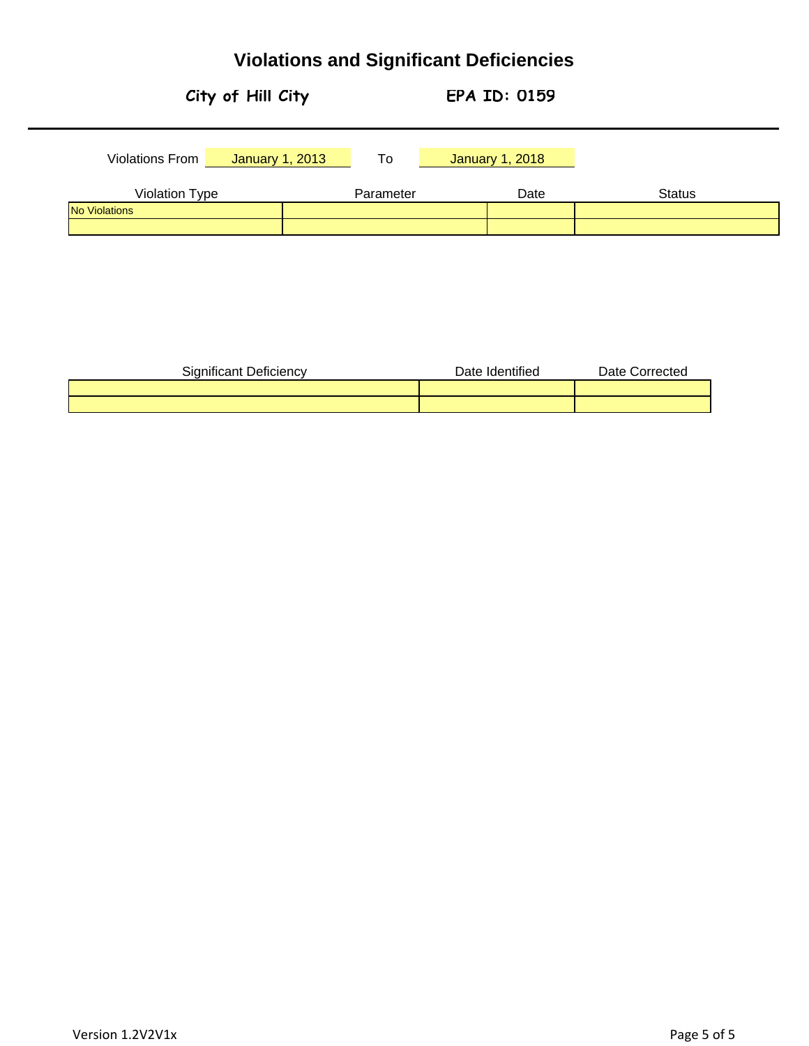# Violations and Significant Deficiencies

**City of Hill City** **EPA ID: 0159**

Violations From January 1, 2013 To January 1, 2018

| Violation Type | Parameter | Date | Status |
|---|---|---|---|
| No Violations | | | |
| | | | |

| Significant Deficiency | Date Identified | Date Corrected |
|---|---|---|
| | | |
| | | |

Version 1.2V2V1x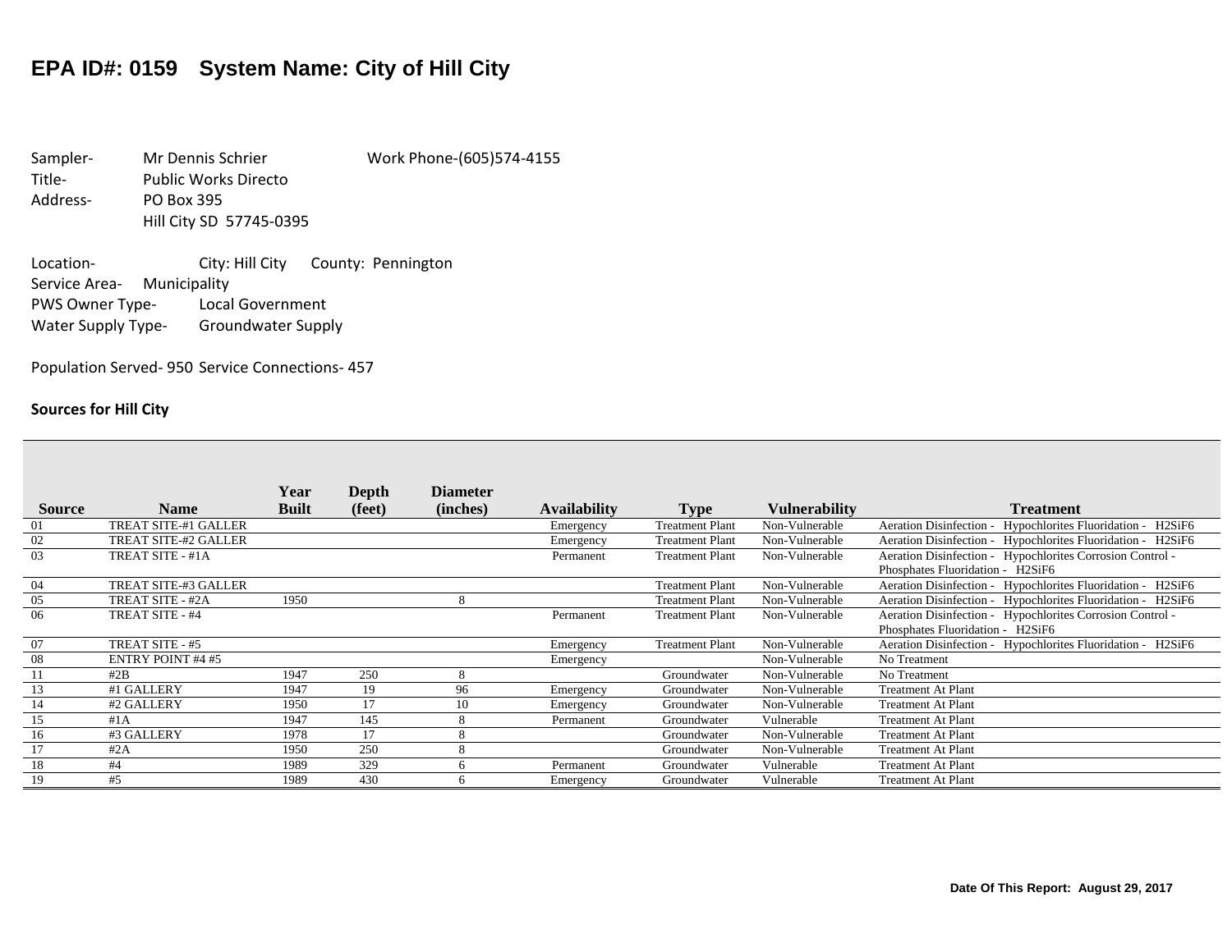# EPA ID#: 0159 System Name: City of Hill City

Sampler- Mr Dennis Schrier Work Phone-(605)574-4155
Title- Public Works Directo
Address- PO Box 395
Hill City SD 57745-0395

Location- City: Hill City County: Pennington
Service Area- Municipality
PWS Owner Type- Local Government
Water Supply Type- Groundwater Supply

Population Served- 950 Service Connections- 457

**Sources for Hill City**

| Source | Name | Year Built | Depth (feet) | Diameter (inches) | Availability | Type | Vulnerability | Treatment |
|---|---|---|---|---|---|---|---|---|
| 01 | TREAT SITE-#1 GALLER | | | | Emergency | Treatment Plant | Non-Vulnerable | Aeration Disinfection - Hypochlorites Fluoridation - H2SiF6 |
| 02 | TREAT SITE-#2 GALLER | | | | Emergency | Treatment Plant | Non-Vulnerable | Aeration Disinfection - Hypochlorites Fluoridation - H2SiF6 |
| 03 | TREAT SITE - #1A | | | | Permanent | Treatment Plant | Non-Vulnerable | Aeration Disinfection - Hypochlorites Corrosion Control - Phosphates Fluoridation - H2SiF6 |
| 04 | TREAT SITE-#3 GALLER | | | | | Treatment Plant | Non-Vulnerable | Aeration Disinfection - Hypochlorites Fluoridation - H2SiF6 |
| 05 | TREAT SITE - #2A | 1950 | | 8 | | Treatment Plant | Non-Vulnerable | Aeration Disinfection - Hypochlorites Fluoridation - H2SiF6 |
| 06 | TREAT SITE - #4 | | | | Permanent | Treatment Plant | Non-Vulnerable | Aeration Disinfection - Hypochlorites Corrosion Control - Phosphates Fluoridation - H2SiF6 |
| 07 | TREAT SITE - #5 | | | | Emergency | Treatment Plant | Non-Vulnerable | Aeration Disinfection - Hypochlorites Fluoridation - H2SiF6 |
| 08 | ENTRY POINT #4 #5 | | | | Emergency | | Non-Vulnerable | No Treatment |
| 11 | #2B | 1947 | 250 | 8 | | Groundwater | Non-Vulnerable | No Treatment |
| 13 | #1 GALLERY | 1947 | 19 | 96 | Emergency | Groundwater | Non-Vulnerable | Treatment At Plant |
| 14 | #2 GALLERY | 1950 | 17 | 10 | Emergency | Groundwater | Non-Vulnerable | Treatment At Plant |
| 15 | #1A | 1947 | 145 | 8 | Permanent | Groundwater | Vulnerable | Treatment At Plant |
| 16 | #3 GALLERY | 1978 | 17 | 8 | | Groundwater | Non-Vulnerable | Treatment At Plant |
| 17 | #2A | 1950 | 250 | 8 | | Groundwater | Non-Vulnerable | Treatment At Plant |
| 18 | #4 | 1989 | 329 | 6 | Permanent | Groundwater | Vulnerable | Treatment At Plant |
| 19 | #5 | 1989 | 430 | 6 | Emergency | Groundwater | Vulnerable | Treatment At Plant |

**Date Of This Report: August 29, 2017**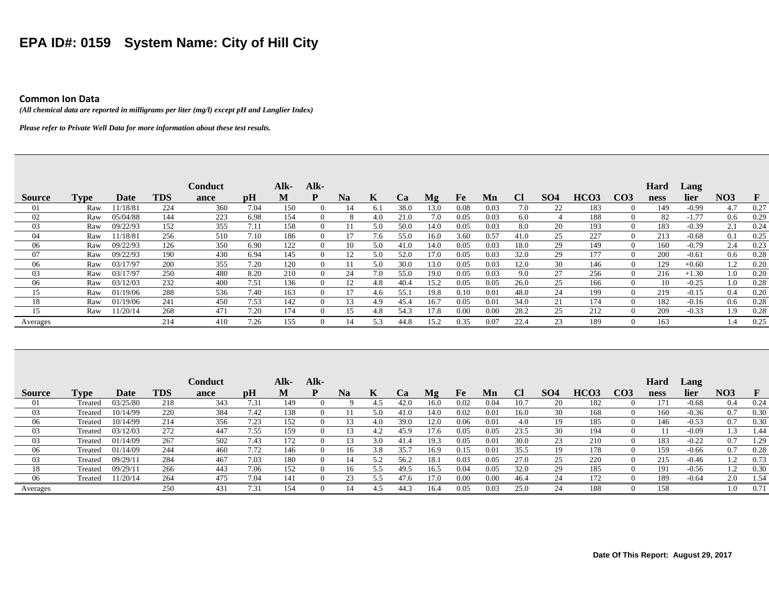# EPA ID#: 0159 System Name: City of Hill City

### Common Ion Data

*(All chemical data are reported in milligrams per liter (mg/l) except pH and Langlier Index)*

***Please refer to Private Well Data for more information about these test results.***

| Source | Type | Date | TDS | Conductance | pH | Alk-M | Alk-P | Na | K | Ca | Mg | Fe | Mn | Cl | SO4 | HCO3 | CO3 | Hardness | Langlier | NO3 | F |
|---|---|---|---|---|---|---|---|---|---|---|---|---|---|---|---|---|---|---|---|---|---|
| 01 | Raw | 11/18/81 | 224 | 360 | 7.04 | 150 | 0 | 14 | 6.1 | 38.0 | 13.0 | 0.08 | 0.03 | 7.0 | 22 | 183 | 0 | 149 | -0.99 | 4.7 | 0.27 |
| 02 | Raw | 05/04/88 | 144 | 223 | 6.98 | 154 | 0 | 8 | 4.0 | 21.0 | 7.0 | 0.05 | 0.03 | 6.0 | 4 | 188 | 0 | 82 | -1.77 | 0.6 | 0.29 |
| 03 | Raw | 09/22/93 | 152 | 355 | 7.11 | 158 | 0 | 11 | 5.0 | 50.0 | 14.0 | 0.05 | 0.03 | 8.0 | 20 | 193 | 0 | 183 | -0.39 | 2.1 | 0.24 |
| 04 | Raw | 11/18/81 | 256 | 510 | 7.10 | 186 | 0 | 17 | 7.6 | 55.0 | 16.0 | 3.60 | 0.57 | 41.0 | 25 | 227 | 0 | 213 | -0.68 | 0.1 | 0.25 |
| 06 | Raw | 09/22/93 | 126 | 350 | 6.90 | 122 | 0 | 10 | 5.0 | 41.0 | 14.0 | 0.05 | 0.03 | 18.0 | 29 | 149 | 0 | 160 | -0.79 | 2.4 | 0.23 |
| 07 | Raw | 09/22/93 | 190 | 430 | 6.94 | 145 | 0 | 12 | 5.0 | 52.0 | 17.0 | 0.05 | 0.03 | 32.0 | 29 | 177 | 0 | 200 | -0.61 | 0.6 | 0.28 |
| 06 | Raw | 03/17/97 | 200 | 355 | 7.20 | 120 | 0 | 11 | 5.0 | 30.0 | 13.0 | 0.05 | 0.03 | 12.0 | 30 | 146 | 0 | 129 | +0.60 | 1.2 | 0.20 |
| 03 | Raw | 03/17/97 | 250 | 480 | 8.20 | 210 | 0 | 24 | 7.0 | 55.0 | 19.0 | 0.05 | 0.03 | 9.0 | 27 | 256 | 0 | 216 | +1.30 | 1.0 | 0.20 |
| 06 | Raw | 03/12/03 | 232 | 400 | 7.51 | 136 | 0 | 12 | 4.8 | 40.4 | 15.2 | 0.05 | 0.05 | 26.0 | 25 | 166 | 0 | 10 | -0.25 | 1.0 | 0.28 |
| 15 | Raw | 01/19/06 | 288 | 536 | 7.40 | 163 | 0 | 17 | 4.6 | 55.1 | 19.8 | 0.10 | 0.01 | 48.0 | 24 | 199 | 0 | 219 | -0.15 | 0.4 | 0.20 |
| 18 | Raw | 01/19/06 | 241 | 450 | 7.53 | 142 | 0 | 13 | 4.9 | 45.4 | 16.7 | 0.05 | 0.01 | 34.0 | 21 | 174 | 0 | 182 | -0.16 | 0.6 | 0.28 |
| 15 | Raw | 11/20/14 | 268 | 471 | 7.20 | 174 | 0 | 15 | 4.8 | 54.3 | 17.8 | 0.00 | 0.00 | 28.2 | 25 | 212 | 0 | 209 | -0.33 | 1.9 | 0.28 |
| Averages | | | 214 | 410 | 7.26 | 155 | 0 | 14 | 5.3 | 44.8 | 15.2 | 0.35 | 0.07 | 22.4 | 23 | 189 | 0 | 163 | | 1.4 | 0.25 |

| Source | Type | Date | TDS | Conductance | pH | Alk-M | Alk-P | Na | K | Ca | Mg | Fe | Mn | Cl | SO4 | HCO3 | CO3 | Hardness | Langlier | NO3 | F |
|---|---|---|---|---|---|---|---|---|---|---|---|---|---|---|---|---|---|---|---|---|---|
| 01 | Treated | 03/25/80 | 218 | 343 | 7.31 | 149 | 0 | 9 | 4.5 | 42.0 | 16.0 | 0.02 | 0.04 | 10.7 | 20 | 182 | 0 | 171 | -0.68 | 0.4 | 0.24 |
| 03 | Treated | 10/14/99 | 220 | 384 | 7.42 | 138 | 0 | 11 | 5.0 | 41.0 | 14.0 | 0.02 | 0.01 | 16.0 | 30 | 168 | 0 | 160 | -0.36 | 0.7 | 0.30 |
| 06 | Treated | 10/14/99 | 214 | 356 | 7.23 | 152 | 0 | 13 | 4.0 | 39.0 | 12.0 | 0.06 | 0.01 | 4.0 | 19 | 185 | 0 | 146 | -0.53 | 0.7 | 0.30 |
| 03 | Treated | 03/12/03 | 272 | 447 | 7.55 | 159 | 0 | 13 | 4.2 | 45.9 | 17.6 | 0.05 | 0.05 | 23.5 | 30 | 194 | 0 | 11 | -0.09 | 1.3 | 1.44 |
| 03 | Treated | 01/14/09 | 267 | 502 | 7.43 | 172 | 0 | 13 | 3.0 | 41.4 | 19.3 | 0.05 | 0.01 | 30.0 | 23 | 210 | 0 | 183 | -0.22 | 0.7 | 1.29 |
| 06 | Treated | 01/14/09 | 244 | 460 | 7.72 | 146 | 0 | 16 | 3.8 | 35.7 | 16.9 | 0.15 | 0.01 | 35.5 | 19 | 178 | 0 | 159 | -0.66 | 0.7 | 0.28 |
| 03 | Treated | 09/29/11 | 284 | 467 | 7.03 | 180 | 0 | 14 | 5.2 | 56.2 | 18.1 | 0.03 | 0.05 | 27.0 | 25 | 220 | 0 | 215 | -0.46 | 1.2 | 0.73 |
| 18 | Treated | 09/29/11 | 266 | 443 | 7.06 | 152 | 0 | 16 | 5.5 | 49.5 | 16.5 | 0.04 | 0.05 | 32.0 | 29 | 185 | 0 | 191 | -0.56 | 1.2 | 0.30 |
| 06 | Treated | 11/20/14 | 264 | 475 | 7.04 | 141 | 0 | 23 | 5.5 | 47.6 | 17.0 | 0.00 | 0.00 | 46.4 | 24 | 172 | 0 | 189 | -0.64 | 2.0 | 1.54 |
| Averages | | | 250 | 431 | 7.31 | 154 | 0 | 14 | 4.5 | 44.3 | 16.4 | 0.05 | 0.03 | 25.0 | 24 | 188 | 0 | 158 | | 1.0 | 0.71 |

**Date Of This Report: August 29, 2017**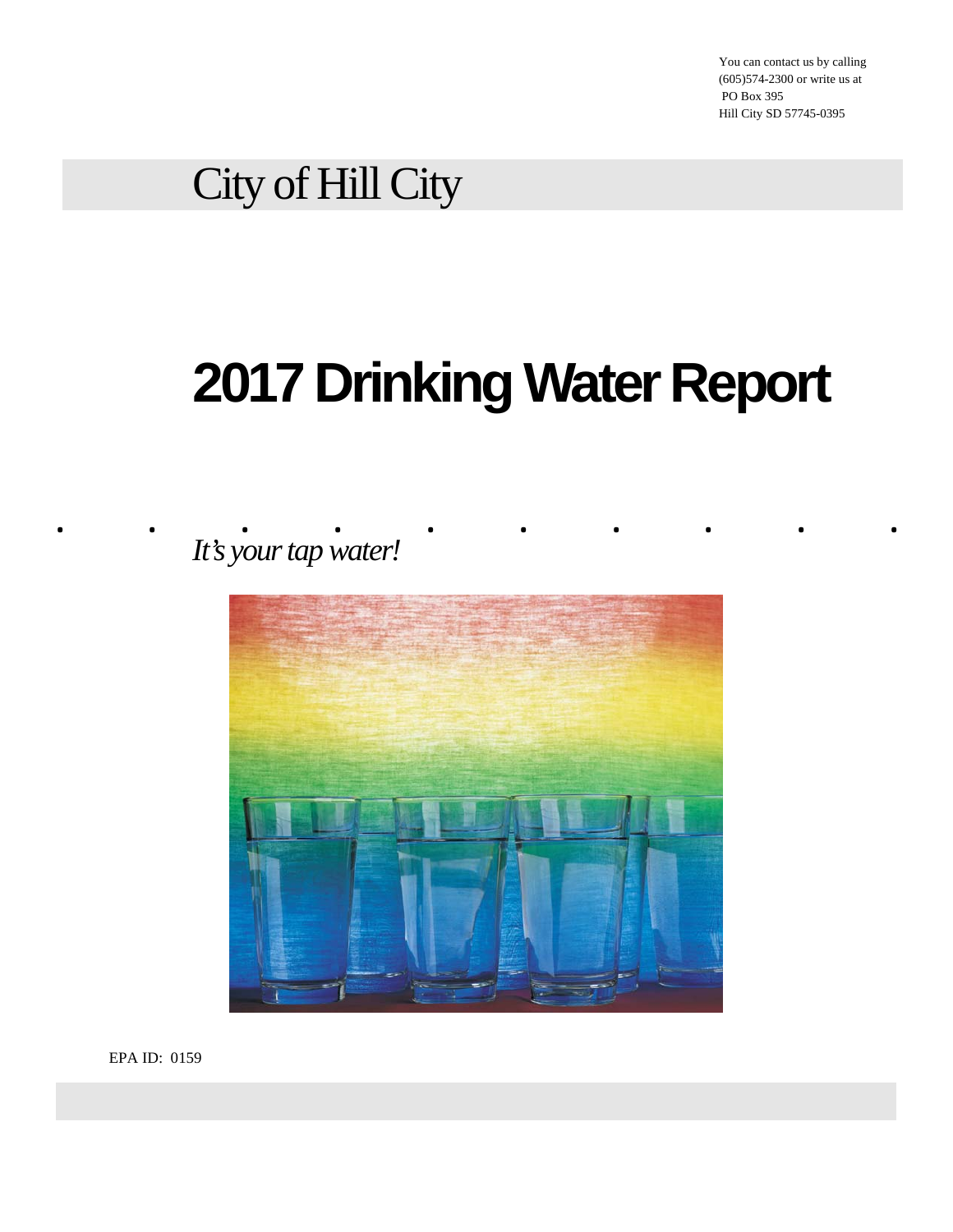You can contact us by calling (605)574-2300 or write us at PO Box 395 Hill City SD 57745-0395

# City of Hill City

# 2017 Drinking Water Report

*It's your tap water!*

EPA ID: 0159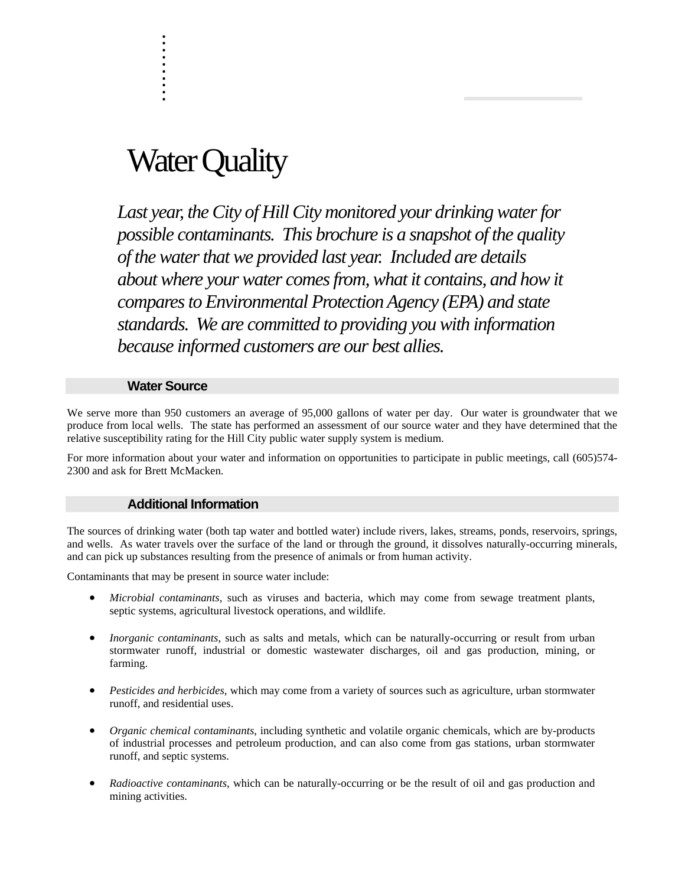# Water Quality

*Last year, the City of Hill City monitored your drinking water for possible contaminants. This brochure is a snapshot of the quality of the water that we provided last year. Included are details about where your water comes from, what it contains, and how it compares to Environmental Protection Agency (EPA) and state standards. We are committed to providing you with information because informed customers are our best allies.*

## Water Source

We serve more than 950 customers an average of 95,000 gallons of water per day. Our water is groundwater that we produce from local wells. The state has performed an assessment of our source water and they have determined that the relative susceptibility rating for the Hill City public water supply system is medium.

For more information about your water and information on opportunities to participate in public meetings, call (605)574-2300 and ask for Brett McMacken.

## Additional Information

The sources of drinking water (both tap water and bottled water) include rivers, lakes, streams, ponds, reservoirs, springs, and wells. As water travels over the surface of the land or through the ground, it dissolves naturally-occurring minerals, and can pick up substances resulting from the presence of animals or from human activity.

Contaminants that may be present in source water include:

- *Microbial contaminants*, such as viruses and bacteria, which may come from sewage treatment plants, septic systems, agricultural livestock operations, and wildlife.

- *Inorganic contaminants*, such as salts and metals, which can be naturally-occurring or result from urban stormwater runoff, industrial or domestic wastewater discharges, oil and gas production, mining, or farming.

- *Pesticides and herbicides*, which may come from a variety of sources such as agriculture, urban stormwater runoff, and residential uses.

- *Organic chemical contaminants*, including synthetic and volatile organic chemicals, which are by-products of industrial processes and petroleum production, and can also come from gas stations, urban stormwater runoff, and septic systems.

- *Radioactive contaminants*, which can be naturally-occurring or be the result of oil and gas production and mining activities.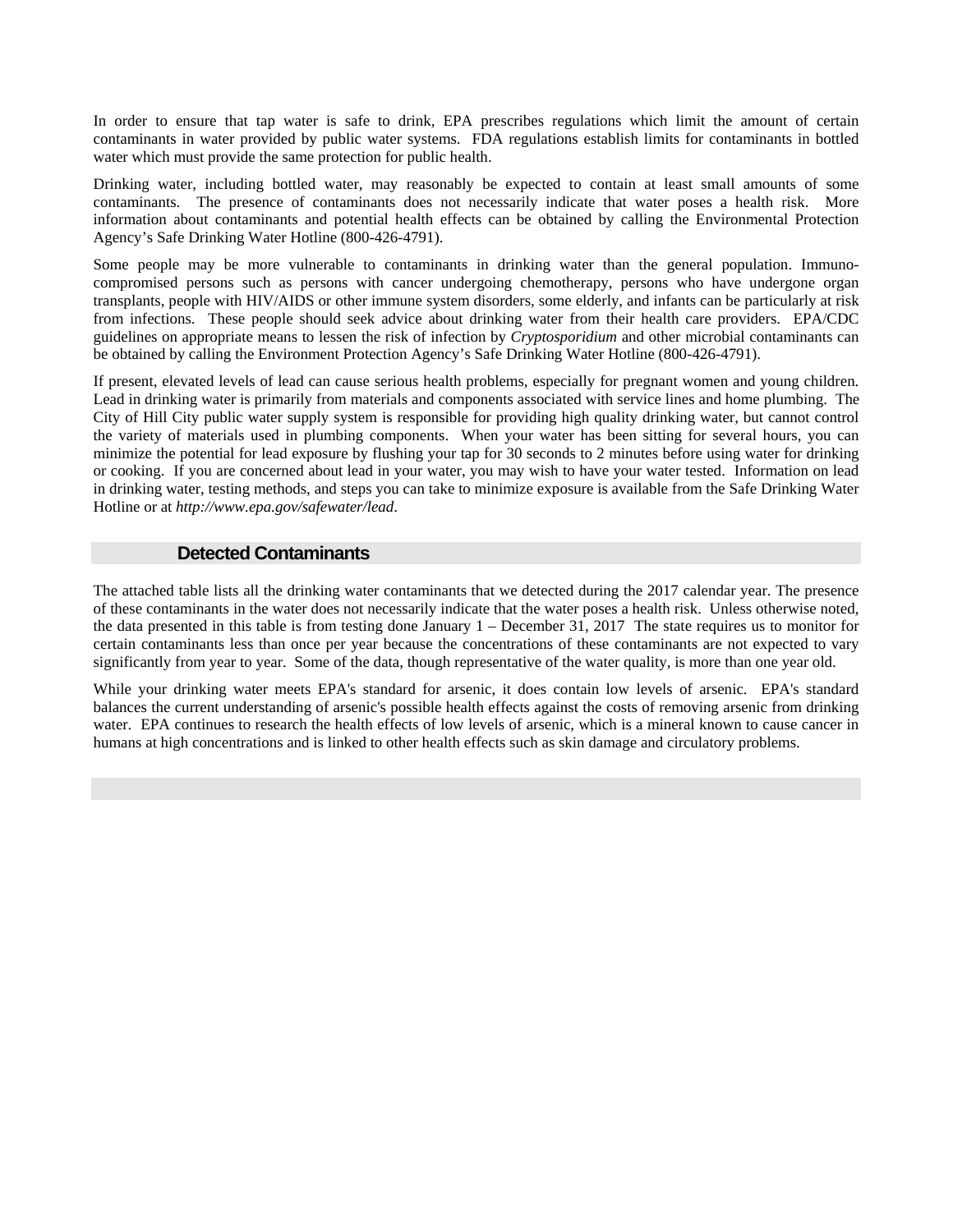In order to ensure that tap water is safe to drink, EPA prescribes regulations which limit the amount of certain contaminants in water provided by public water systems. FDA regulations establish limits for contaminants in bottled water which must provide the same protection for public health.

Drinking water, including bottled water, may reasonably be expected to contain at least small amounts of some contaminants. The presence of contaminants does not necessarily indicate that water poses a health risk. More information about contaminants and potential health effects can be obtained by calling the Environmental Protection Agency's Safe Drinking Water Hotline (800-426-4791).

Some people may be more vulnerable to contaminants in drinking water than the general population. Immuno-compromised persons such as persons with cancer undergoing chemotherapy, persons who have undergone organ transplants, people with HIV/AIDS or other immune system disorders, some elderly, and infants can be particularly at risk from infections. These people should seek advice about drinking water from their health care providers. EPA/CDC guidelines on appropriate means to lessen the risk of infection by *Cryptosporidium* and other microbial contaminants can be obtained by calling the Environment Protection Agency's Safe Drinking Water Hotline (800-426-4791).

If present, elevated levels of lead can cause serious health problems, especially for pregnant women and young children. Lead in drinking water is primarily from materials and components associated with service lines and home plumbing. The City of Hill City public water supply system is responsible for providing high quality drinking water, but cannot control the variety of materials used in plumbing components. When your water has been sitting for several hours, you can minimize the potential for lead exposure by flushing your tap for 30 seconds to 2 minutes before using water for drinking or cooking. If you are concerned about lead in your water, you may wish to have your water tested. Information on lead in drinking water, testing methods, and steps you can take to minimize exposure is available from the Safe Drinking Water Hotline or at *http://www.epa.gov/safewater/lead*.

## Detected Contaminants

The attached table lists all the drinking water contaminants that we detected during the 2017 calendar year. The presence of these contaminants in the water does not necessarily indicate that the water poses a health risk. Unless otherwise noted, the data presented in this table is from testing done January 1 – December 31, 2017 The state requires us to monitor for certain contaminants less than once per year because the concentrations of these contaminants are not expected to vary significantly from year to year. Some of the data, though representative of the water quality, is more than one year old.

While your drinking water meets EPA's standard for arsenic, it does contain low levels of arsenic. EPA's standard balances the current understanding of arsenic's possible health effects against the costs of removing arsenic from drinking water. EPA continues to research the health effects of low levels of arsenic, which is a mineral known to cause cancer in humans at high concentrations and is linked to other health effects such as skin damage and circulatory problems.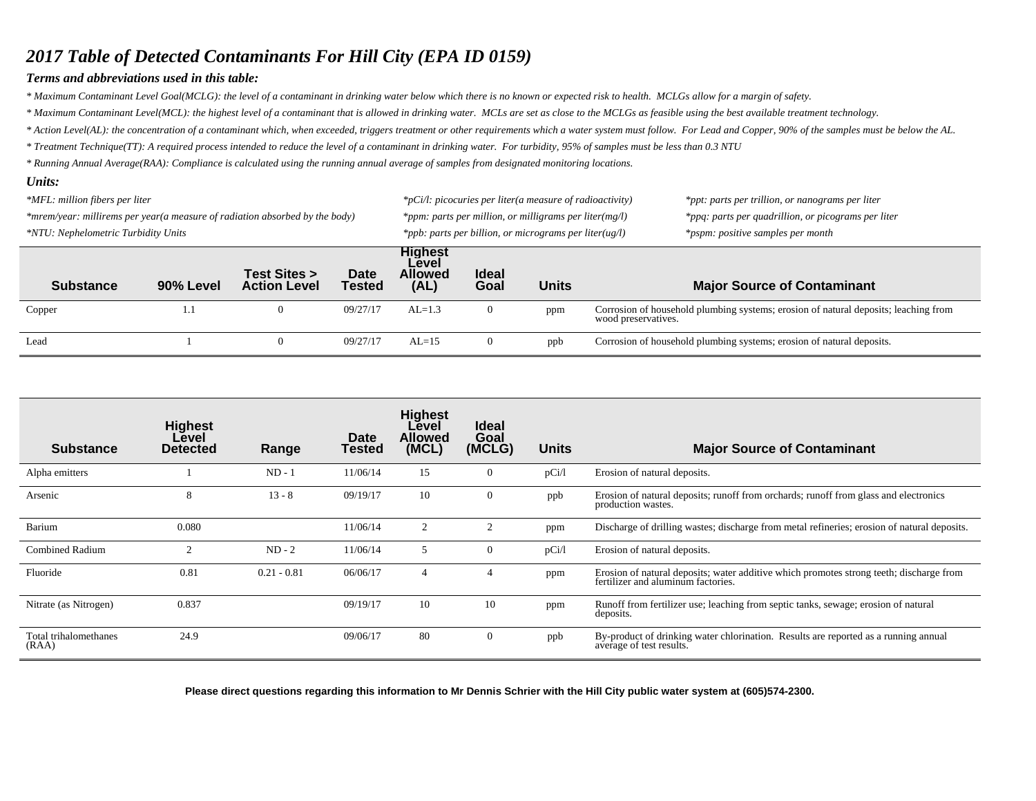# *2017 Table of Detected Contaminants For Hill City (EPA ID 0159)*

### *Terms and abbreviations used in this table:*

*\* Maximum Contaminant Level Goal(MCLG): the level of a contaminant in drinking water below which there is no known or expected risk to health. MCLGs allow for a margin of safety.*

*\* Maximum Contaminant Level(MCL): the highest level of a contaminant that is allowed in drinking water. MCLs are set as close to the MCLGs as feasible using the best available treatment technology.*

*\* Action Level(AL): the concentration of a contaminant which, when exceeded, triggers treatment or other requirements which a water system must follow. For Lead and Copper, 90% of the samples must be below the AL.*

*\* Treatment Technique(TT): A required process intended to reduce the level of a contaminant in drinking water. For turbidity, 95% of samples must be less than 0.3 NTU*

*\* Running Annual Average(RAA): Compliance is calculated using the running annual average of samples from designated monitoring locations.*

### *Units:*

*\*MFL: million fibers per liter*

*\*mrem/year: millirems per year(a measure of radiation absorbed by the body)*

*\*NTU: Nephelometric Turbidity Units*

*\*pCi/l: picocuries per liter(a measure of radioactivity)*

*\*ppm: parts per million, or milligrams per liter(mg/l)*

*\*ppb: parts per billion, or micrograms per liter(ug/l)*

*\*ppt: parts per trillion, or nanograms per liter*

*\*ppq: parts per quadrillion, or picograms per liter*

*\*pspm: positive samples per month*

| Substance | 90% Level | Test Sites > Action Level | Date Tested | Highest Level Allowed (AL) | Ideal Goal | Units | Major Source of Contaminant |
|---|---|---|---|---|---|---|---|
| Copper | 1.1 | 0 | 09/27/17 | AL=1.3 | 0 | ppm | Corrosion of household plumbing systems; erosion of natural deposits; leaching from wood preservatives. |
| Lead | 1 | 0 | 09/27/17 | AL=15 | 0 | ppb | Corrosion of household plumbing systems; erosion of natural deposits. |

| Substance | Highest Level Detected | Range | Date Tested | Highest Level Allowed (MCL) | Ideal Goal (MCLG) | Units | Major Source of Contaminant |
|---|---|---|---|---|---|---|---|
| Alpha emitters | 1 | ND - 1 | 11/06/14 | 15 | 0 | pCi/l | Erosion of natural deposits. |
| Arsenic | 8 | 13 - 8 | 09/19/17 | 10 | 0 | ppb | Erosion of natural deposits; runoff from orchards; runoff from glass and electronics production wastes. |
| Barium | 0.080 | | 11/06/14 | 2 | 2 | ppm | Discharge of drilling wastes; discharge from metal refineries; erosion of natural deposits. |
| Combined Radium | 2 | ND - 2 | 11/06/14 | 5 | 0 | pCi/l | Erosion of natural deposits. |
| Fluoride | 0.81 | 0.21 - 0.81 | 06/06/17 | 4 | 4 | ppm | Erosion of natural deposits; water additive which promotes strong teeth; discharge from fertilizer and aluminum factories. |
| Nitrate (as Nitrogen) | 0.837 | | 09/19/17 | 10 | 10 | ppm | Runoff from fertilizer use; leaching from septic tanks, sewage; erosion of natural deposits. |
| Total trihalomethanes (RAA) | 24.9 | | 09/06/17 | 80 | 0 | ppb | By-product of drinking water chlorination. Results are reported as a running annual average of test results. |

**Please direct questions regarding this information to Mr Dennis Schrier with the Hill City public water system at (605)574-2300.**